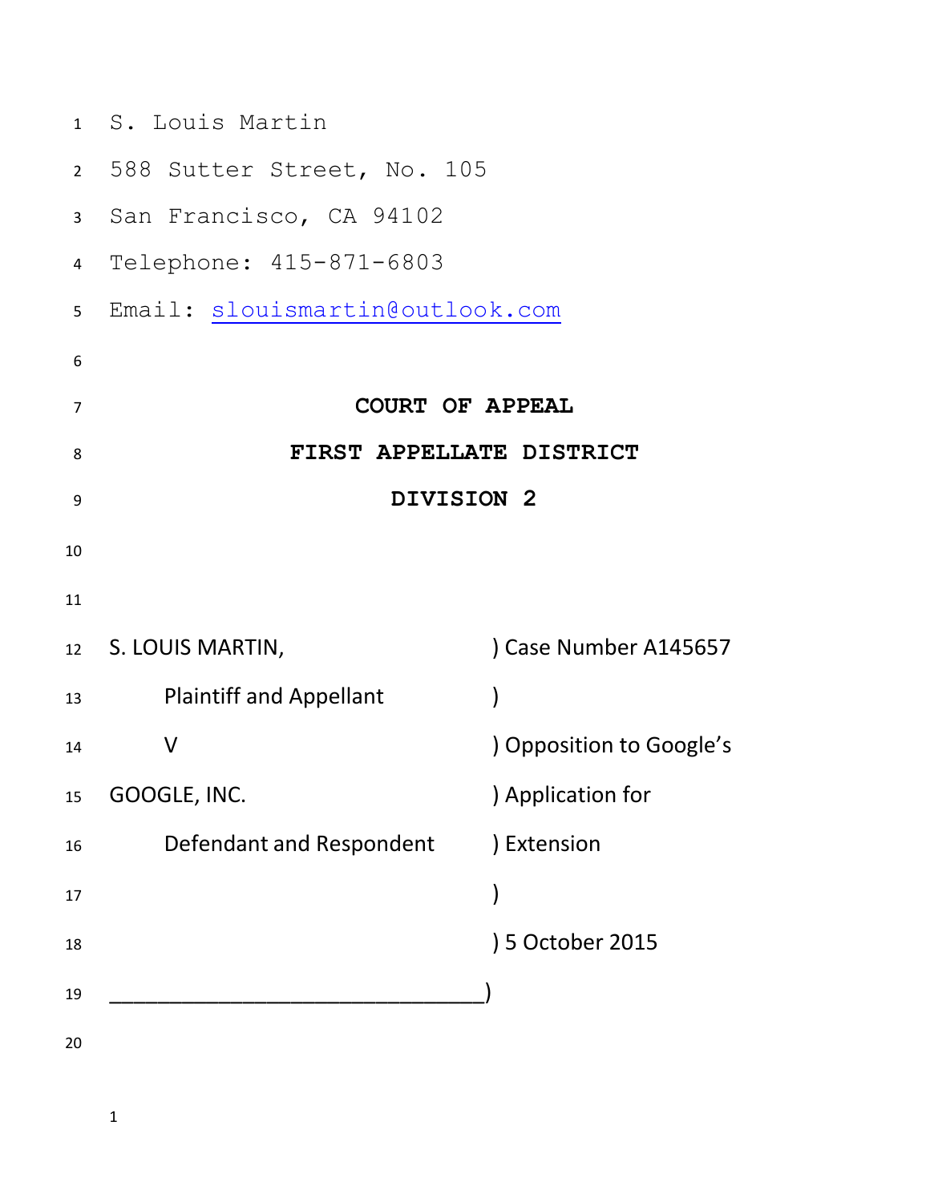S. Louis Martin
588 Sutter Street, No. 105
San Francisco, CA 94102
Telephone: 415-871-6803
Email: slouismartin@outlook.com

**COURT OF APPEAL**

**FIRST APPELLATE DISTRICT**

**DIVISION 2**

| | |
|---|---|
| S. LOUIS MARTIN, | ) Case Number A145657 |
| Plaintiff and Appellant | ) |
| V | ) Opposition to Google's |
| GOOGLE, INC. | ) Application for |
| Defendant and Respondent | ) Extension |
| | ) |
| | ) 5 October 2015 |
| _______________________________ | ) |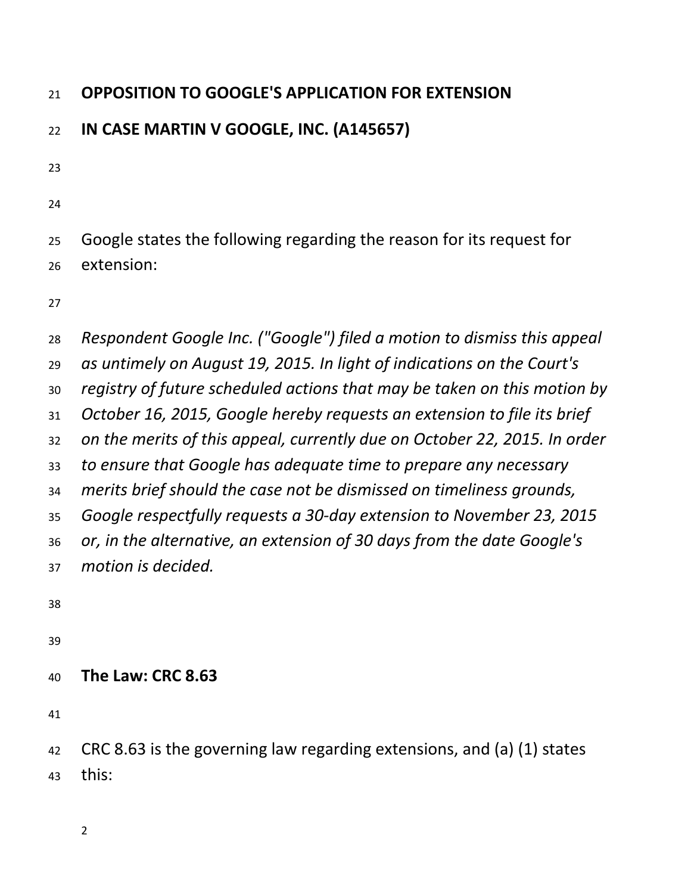**OPPOSITION TO GOOGLE'S APPLICATION FOR EXTENSION**

**IN CASE MARTIN V GOOGLE, INC. (A145657)**

Google states the following regarding the reason for its request for extension:

*Respondent Google Inc. ("Google") filed a motion to dismiss this appeal as untimely on August 19, 2015. In light of indications on the Court's registry of future scheduled actions that may be taken on this motion by October 16, 2015, Google hereby requests an extension to file its brief on the merits of this appeal, currently due on October 22, 2015. In order to ensure that Google has adequate time to prepare any necessary merits brief should the case not be dismissed on timeliness grounds, Google respectfully requests a 30-day extension to November 23, 2015 or, in the alternative, an extension of 30 days from the date Google's motion is decided.*

**The Law: CRC 8.63**

CRC 8.63 is the governing law regarding extensions, and (a) (1) states this: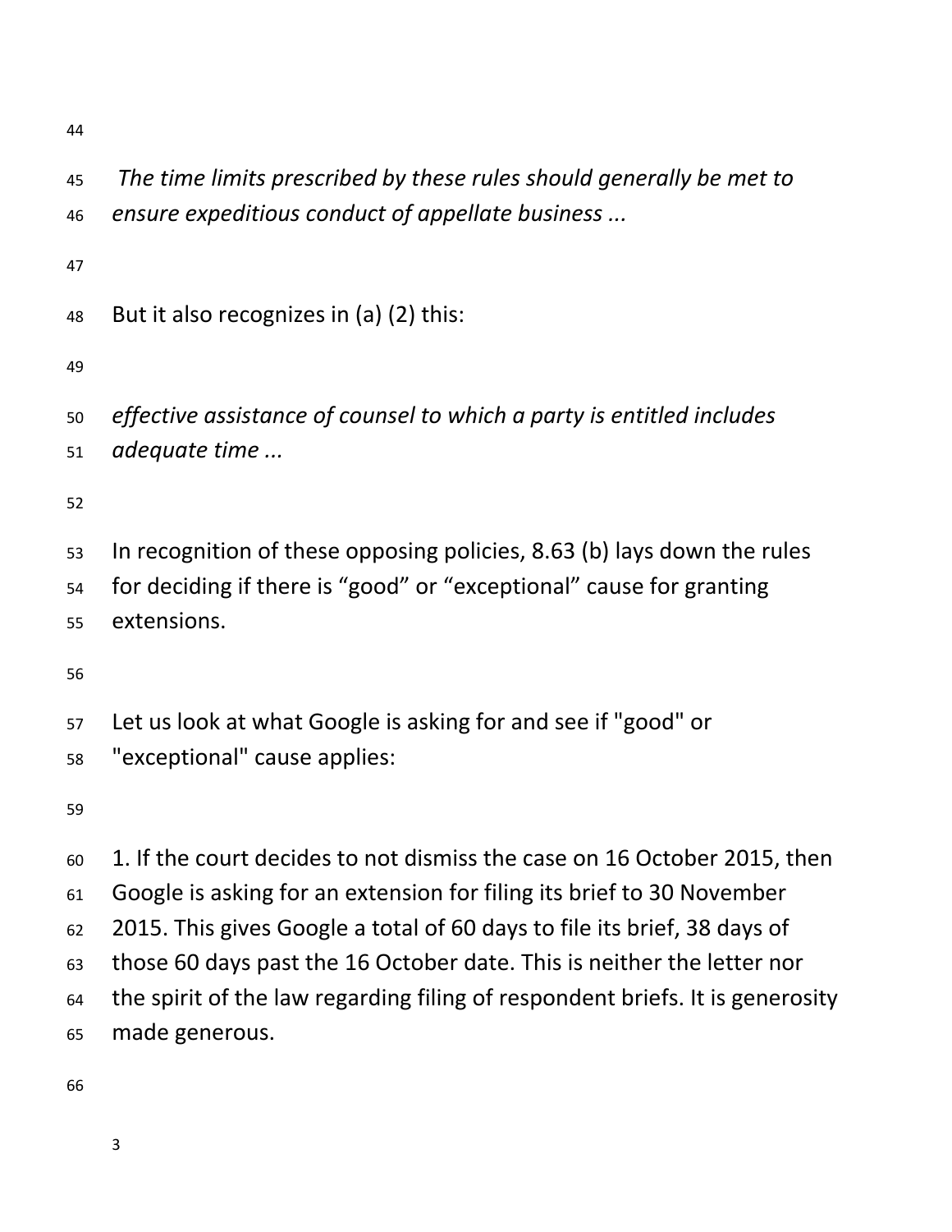*The time limits prescribed by these rules should generally be met to ensure expeditious conduct of appellate business ...*

But it also recognizes in (a) (2) this:

*effective assistance of counsel to which a party is entitled includes adequate time ...*

In recognition of these opposing policies, 8.63 (b) lays down the rules for deciding if there is “good” or “exceptional” cause for granting extensions.

Let us look at what Google is asking for and see if "good" or "exceptional" cause applies:

1. If the court decides to not dismiss the case on 16 October 2015, then Google is asking for an extension for filing its brief to 30 November 2015. This gives Google a total of 60 days to file its brief, 38 days of those 60 days past the 16 October date. This is neither the letter nor the spirit of the law regarding filing of respondent briefs. It is generosity made generous.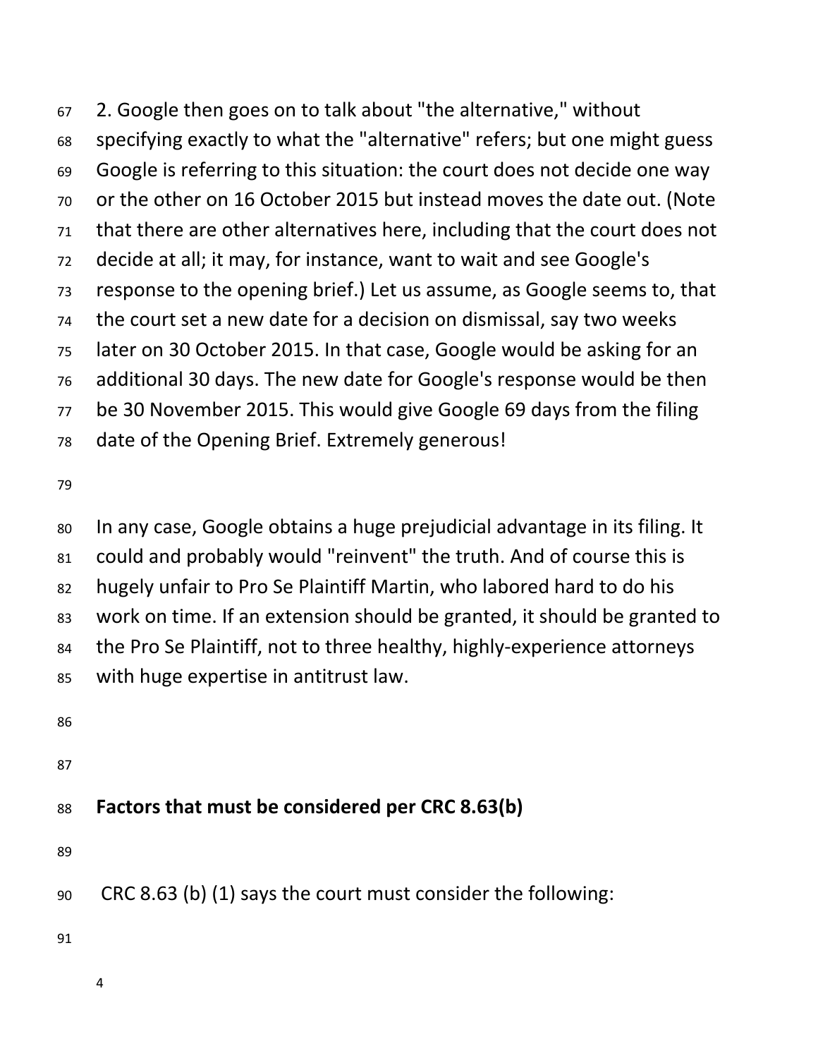2. Google then goes on to talk about "the alternative," without specifying exactly to what the "alternative" refers; but one might guess Google is referring to this situation: the court does not decide one way or the other on 16 October 2015 but instead moves the date out. (Note that there are other alternatives here, including that the court does not decide at all; it may, for instance, want to wait and see Google's response to the opening brief.) Let us assume, as Google seems to, that the court set a new date for a decision on dismissal, say two weeks later on 30 October 2015. In that case, Google would be asking for an additional 30 days. The new date for Google's response would be then be 30 November 2015. This would give Google 69 days from the filing date of the Opening Brief. Extremely generous!

In any case, Google obtains a huge prejudicial advantage in its filing. It could and probably would "reinvent" the truth. And of course this is hugely unfair to Pro Se Plaintiff Martin, who labored hard to do his work on time. If an extension should be granted, it should be granted to the Pro Se Plaintiff, not to three healthy, highly-experience attorneys with huge expertise in antitrust law.

**Factors that must be considered per CRC 8.63(b)**

CRC 8.63 (b) (1) says the court must consider the following: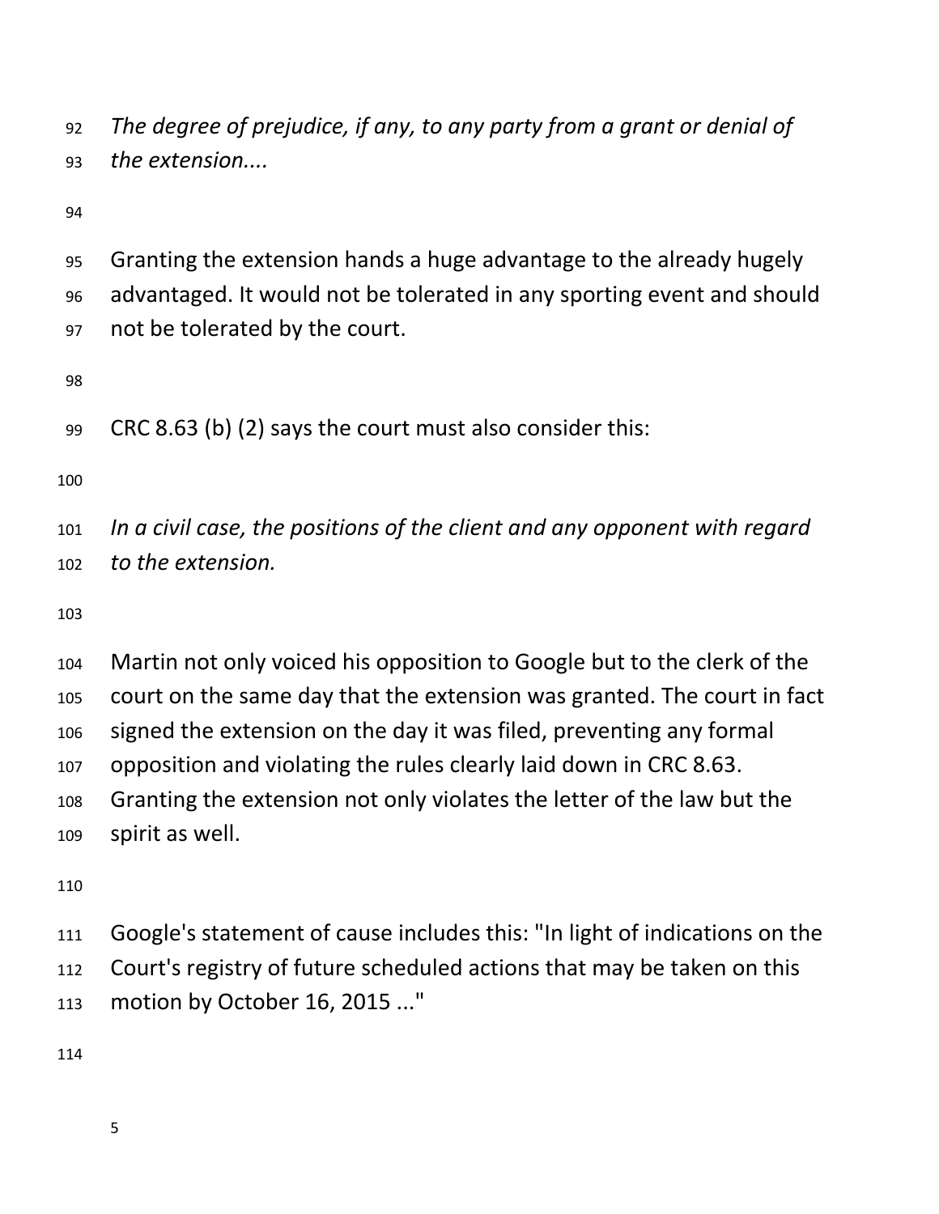*The degree of prejudice, if any, to any party from a grant or denial of the extension....*

Granting the extension hands a huge advantage to the already hugely advantaged. It would not be tolerated in any sporting event and should not be tolerated by the court.

CRC 8.63 (b) (2) says the court must also consider this:

*In a civil case, the positions of the client and any opponent with regard to the extension.*

Martin not only voiced his opposition to Google but to the clerk of the court on the same day that the extension was granted. The court in fact signed the extension on the day it was filed, preventing any formal opposition and violating the rules clearly laid down in CRC 8.63. Granting the extension not only violates the letter of the law but the spirit as well.

Google's statement of cause includes this: "In light of indications on the Court's registry of future scheduled actions that may be taken on this motion by October 16, 2015 ..."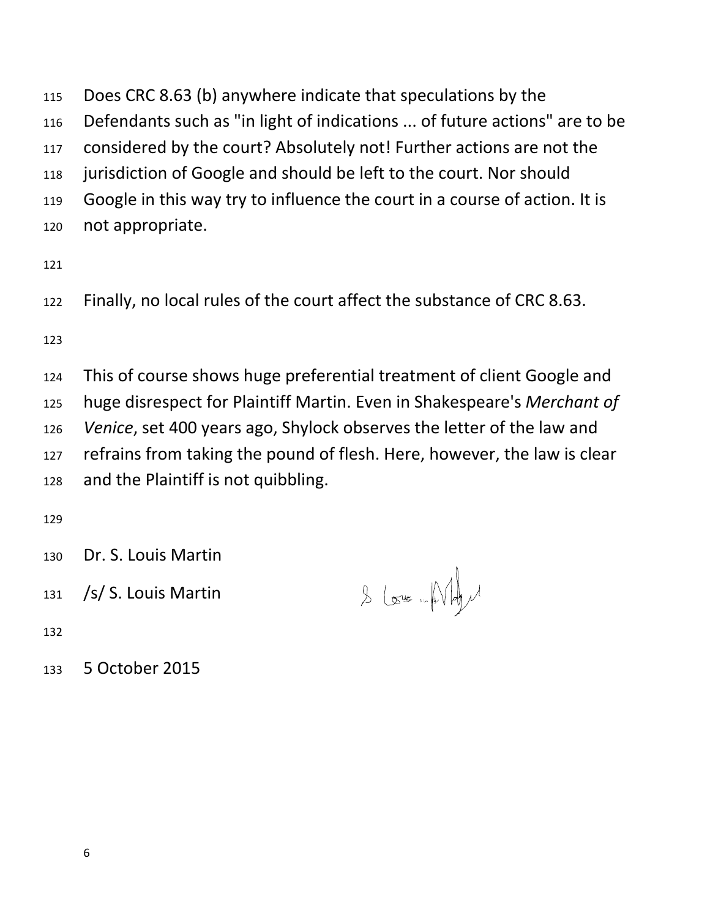Does CRC 8.63 (b) anywhere indicate that speculations by the Defendants such as "in light of indications ... of future actions" are to be considered by the court? Absolutely not! Further actions are not the jurisdiction of Google and should be left to the court. Nor should Google in this way try to influence the court in a course of action. It is not appropriate.

Finally, no local rules of the court affect the substance of CRC 8.63.

This of course shows huge preferential treatment of client Google and huge disrespect for Plaintiff Martin. Even in Shakespeare's *Merchant of Venice*, set 400 years ago, Shylock observes the letter of the law and refrains from taking the pound of flesh. Here, however, the law is clear and the Plaintiff is not quibbling.

Dr. S. Louis Martin

/s/ S. Louis Martin

5 October 2015